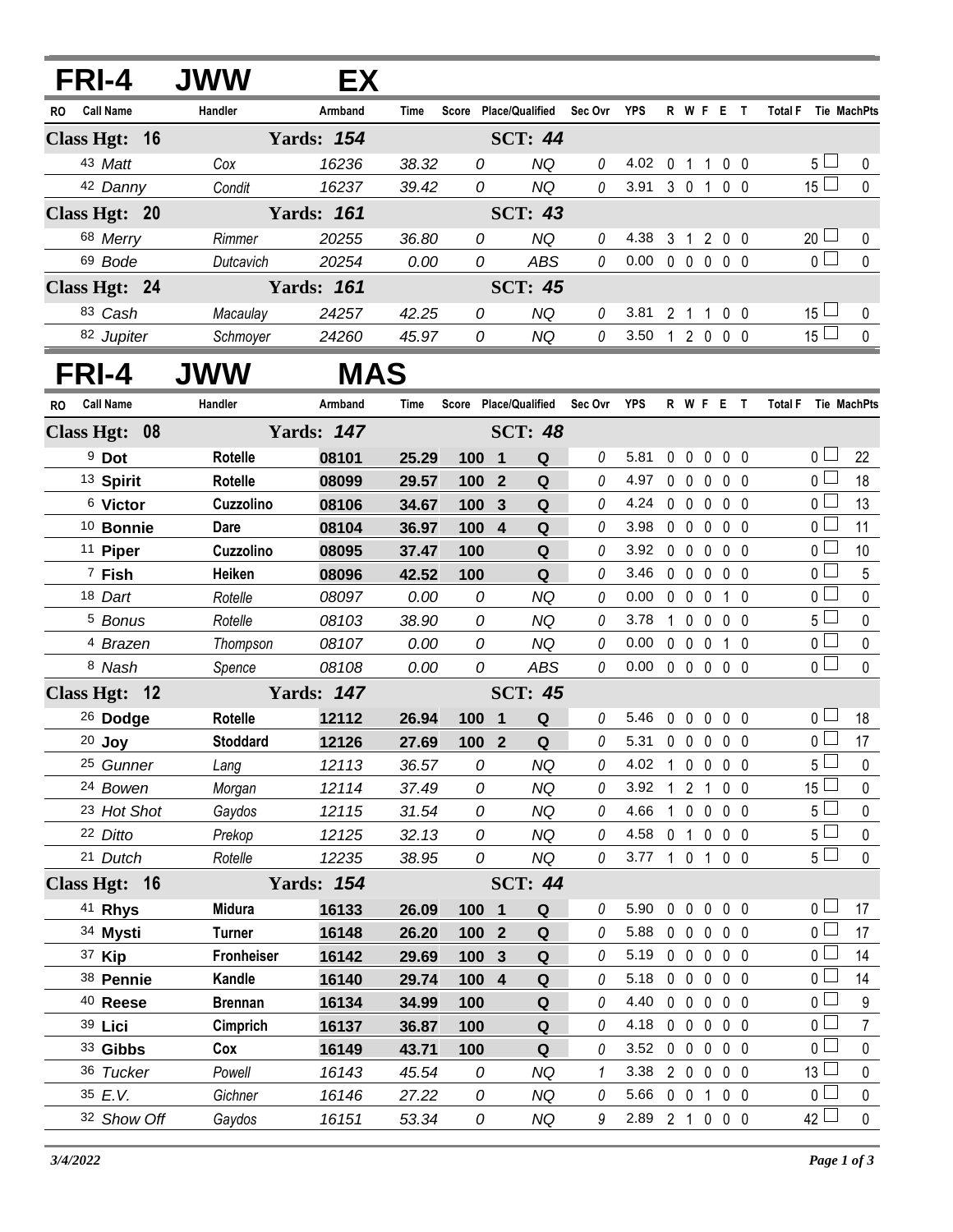# FRI-4 JWW EX

| RO | Call Name | Handler | Armband | Time | Score | Place/Qualified | Sec Ovr | YPS | R | W | F | E | T | Total F | Tie | MachPts |
|---|---|---|---|---|---|---|---|---|---|---|---|---|---|---|---|---|
| **Class Hgt: 16** | | **Yards: 154** | | | **SCT: 44** | | | | | | | | | | | |
| 43 | Matt | Cox | 16236 | 38.32 | 0 | NQ | 0 | 4.02 | 0 | 1 | 1 | 0 | 0 | 5 | ☐ | 0 |
| 42 | Danny | Condit | 16237 | 39.42 | 0 | NQ | 0 | 3.91 | 3 | 0 | 1 | 0 | 0 | 15 | ☐ | 0 |
| **Class Hgt: 20** | | **Yards: 161** | | | **SCT: 43** | | | | | | | | | | | |
| 68 | Merry | Rimmer | 20255 | 36.80 | 0 | NQ | 0 | 4.38 | 3 | 1 | 2 | 0 | 0 | 20 | ☐ | 0 |
| 69 | Bode | Dutcavich | 20254 | 0.00 | 0 | ABS | 0 | 0.00 | 0 | 0 | 0 | 0 | 0 | 0 | ☐ | 0 |
| **Class Hgt: 24** | | **Yards: 161** | | | **SCT: 45** | | | | | | | | | | | |
| 83 | Cash | Macaulay | 24257 | 42.25 | 0 | NQ | 0 | 3.81 | 2 | 1 | 1 | 0 | 0 | 15 | ☐ | 0 |
| 82 | Jupiter | Schmoyer | 24260 | 45.97 | 0 | NQ | 0 | 3.50 | 1 | 2 | 0 | 0 | 0 | 15 | ☐ | 0 |

# FRI-4 JWW MAS

| RO | Call Name | Handler | Armband | Time | Score | Place/Qualified | Sec Ovr | YPS | R | W | F | E | T | Total F | Tie | MachPts |
|---|---|---|---|---|---|---|---|---|---|---|---|---|---|---|---|---|
| **Class Hgt: 08** | | **Yards: 147** | | | **SCT: 48** | | | | | | | | | | | |
| 9 | **Dot** | **Rotelle** | **08101** | **25.29** | **100** | **1 Q** | 0 | 5.81 | 0 | 0 | 0 | 0 | 0 | 0 | ☐ | 22 |
| 13 | **Spirit** | **Rotelle** | **08099** | **29.57** | **100** | **2 Q** | 0 | 4.97 | 0 | 0 | 0 | 0 | 0 | 0 | ☐ | 18 |
| 6 | **Victor** | **Cuzzolino** | **08106** | **34.67** | **100** | **3 Q** | 0 | 4.24 | 0 | 0 | 0 | 0 | 0 | 0 | ☐ | 13 |
| 10 | **Bonnie** | **Dare** | **08104** | **36.97** | **100** | **4 Q** | 0 | 3.98 | 0 | 0 | 0 | 0 | 0 | 0 | ☐ | 11 |
| 11 | **Piper** | **Cuzzolino** | **08095** | **37.47** | **100** | **Q** | 0 | 3.92 | 0 | 0 | 0 | 0 | 0 | 0 | ☐ | 10 |
| 7 | **Fish** | **Heiken** | **08096** | **42.52** | **100** | **Q** | 0 | 3.46 | 0 | 0 | 0 | 0 | 0 | 0 | ☐ | 5 |
| 18 | Dart | Rotelle | 08097 | 0.00 | 0 | NQ | 0 | 0.00 | 0 | 0 | 0 | 1 | 0 | 0 | ☐ | 0 |
| 5 | Bonus | Rotelle | 08103 | 38.90 | 0 | NQ | 0 | 3.78 | 1 | 0 | 0 | 0 | 0 | 5 | ☐ | 0 |
| 4 | Brazen | Thompson | 08107 | 0.00 | 0 | NQ | 0 | 0.00 | 0 | 0 | 0 | 1 | 0 | 0 | ☐ | 0 |
| 8 | Nash | Spence | 08108 | 0.00 | 0 | ABS | 0 | 0.00 | 0 | 0 | 0 | 0 | 0 | 0 | ☐ | 0 |
| **Class Hgt: 12** | | **Yards: 147** | | | **SCT: 45** | | | | | | | | | | | |
| 26 | **Dodge** | **Rotelle** | **12112** | **26.94** | **100** | **1 Q** | 0 | 5.46 | 0 | 0 | 0 | 0 | 0 | 0 | ☐ | 18 |
| 20 | **Joy** | **Stoddard** | **12126** | **27.69** | **100** | **2 Q** | 0 | 5.31 | 0 | 0 | 0 | 0 | 0 | 0 | ☐ | 17 |
| 25 | Gunner | Lang | 12113 | 36.57 | 0 | NQ | 0 | 4.02 | 1 | 0 | 0 | 0 | 0 | 5 | ☐ | 0 |
| 24 | Bowen | Morgan | 12114 | 37.49 | 0 | NQ | 0 | 3.92 | 1 | 2 | 1 | 0 | 0 | 15 | ☐ | 0 |
| 23 | Hot Shot | Gaydos | 12115 | 31.54 | 0 | NQ | 0 | 4.66 | 1 | 0 | 0 | 0 | 0 | 5 | ☐ | 0 |
| 22 | Ditto | Prekop | 12125 | 32.13 | 0 | NQ | 0 | 4.58 | 0 | 1 | 0 | 0 | 0 | 5 | ☐ | 0 |
| 21 | Dutch | Rotelle | 12235 | 38.95 | 0 | NQ | 0 | 3.77 | 1 | 0 | 1 | 0 | 0 | 5 | ☐ | 0 |
| **Class Hgt: 16** | | **Yards: 154** | | | **SCT: 44** | | | | | | | | | | | |
| 41 | **Rhys** | **Midura** | **16133** | **26.09** | **100** | **1 Q** | 0 | 5.90 | 0 | 0 | 0 | 0 | 0 | 0 | ☐ | 17 |
| 34 | **Mysti** | **Turner** | **16148** | **26.20** | **100** | **2 Q** | 0 | 5.88 | 0 | 0 | 0 | 0 | 0 | 0 | ☐ | 17 |
| 37 | **Kip** | **Fronheiser** | **16142** | **29.69** | **100** | **3 Q** | 0 | 5.19 | 0 | 0 | 0 | 0 | 0 | 0 | ☐ | 14 |
| 38 | **Pennie** | **Kandle** | **16140** | **29.74** | **100** | **4 Q** | 0 | 5.18 | 0 | 0 | 0 | 0 | 0 | 0 | ☐ | 14 |
| 40 | **Reese** | **Brennan** | **16134** | **34.99** | **100** | **Q** | 0 | 4.40 | 0 | 0 | 0 | 0 | 0 | 0 | ☐ | 9 |
| 39 | **Lici** | **Cimprich** | **16137** | **36.87** | **100** | **Q** | 0 | 4.18 | 0 | 0 | 0 | 0 | 0 | 0 | ☐ | 7 |
| 33 | **Gibbs** | **Cox** | **16149** | **43.71** | **100** | **Q** | 0 | 3.52 | 0 | 0 | 0 | 0 | 0 | 0 | ☐ | 0 |
| 36 | Tucker | Powell | 16143 | 45.54 | 0 | NQ | 1 | 3.38 | 2 | 0 | 0 | 0 | 0 | 13 | ☐ | 0 |
| 35 | E.V. | Gichner | 16146 | 27.22 | 0 | NQ | 0 | 5.66 | 0 | 0 | 1 | 0 | 0 | 0 | ☐ | 0 |
| 32 | Show Off | Gaydos | 16151 | 53.34 | 0 | NQ | 9 | 2.89 | 2 | 1 | 0 | 0 | 0 | 42 | ☐ | 0 |

*3/4/2022*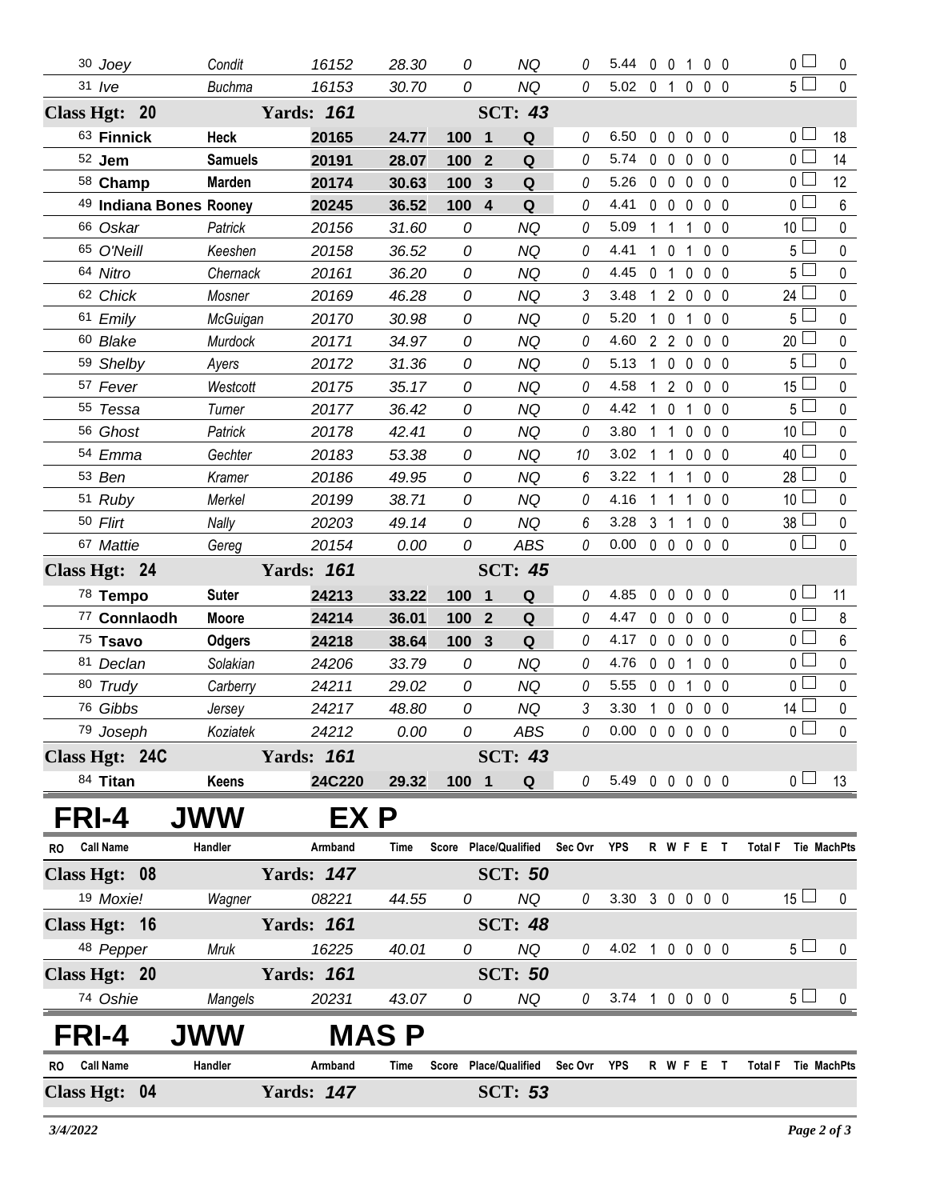| RO | Call Name | Handler | Armband | Time | Score | Place/Qualified | Sec Ovr | YPS | R | W | F | E | T | Total F | Tie | MachPts |
|---|---|---|---|---|---|---|---|---|---|---|---|---|---|---|---|---|
| 30 | *Joey* | *Condit* | *16152* | *28.30* | *0* | *NQ* | 0 | 5.44 | 0 | 0 | 1 | 0 | 0 | 0 | ☐ | 0 |
| 31 | *Ive* | *Buchma* | *16153* | *30.70* | *0* | *NQ* | 0 | 5.02 | 0 | 1 | 0 | 0 | 0 | 5 | ☐ | 0 |
| **Class Hgt: 20** | | **Yards: 161** | | | | **SCT: 43** | | | | | | | | | | |
| 63 | **Finnick** | **Heck** | **20165** | **24.77** | **100 1** | **Q** | 0 | 6.50 | 0 | 0 | 0 | 0 | 0 | 0 | ☐ | 18 |
| 52 | **Jem** | **Samuels** | **20191** | **28.07** | **100 2** | **Q** | 0 | 5.74 | 0 | 0 | 0 | 0 | 0 | 0 | ☐ | 14 |
| 58 | **Champ** | **Marden** | **20174** | **30.63** | **100 3** | **Q** | 0 | 5.26 | 0 | 0 | 0 | 0 | 0 | 0 | ☐ | 12 |
| 49 | **Indiana Bones** | **Rooney** | **20245** | **36.52** | **100 4** | **Q** | 0 | 4.41 | 0 | 0 | 0 | 0 | 0 | 0 | ☐ | 6 |
| 66 | *Oskar* | *Patrick* | *20156* | *31.60* | *0* | *NQ* | 0 | 5.09 | 1 | 1 | 1 | 0 | 0 | 10 | ☐ | 0 |
| 65 | *O'Neill* | *Keeshen* | *20158* | *36.52* | *0* | *NQ* | 0 | 4.41 | 1 | 0 | 1 | 0 | 0 | 5 | ☐ | 0 |
| 64 | *Nitro* | *Chernack* | *20161* | *36.20* | *0* | *NQ* | 0 | 4.45 | 0 | 1 | 0 | 0 | 0 | 5 | ☐ | 0 |
| 62 | *Chick* | *Mosner* | *20169* | *46.28* | *0* | *NQ* | 3 | 3.48 | 1 | 2 | 0 | 0 | 0 | 24 | ☐ | 0 |
| 61 | *Emily* | *McGuigan* | *20170* | *30.98* | *0* | *NQ* | 0 | 5.20 | 1 | 0 | 1 | 0 | 0 | 5 | ☐ | 0 |
| 60 | *Blake* | *Murdock* | *20171* | *34.97* | *0* | *NQ* | 0 | 4.60 | 2 | 2 | 0 | 0 | 0 | 20 | ☐ | 0 |
| 59 | *Shelby* | *Ayers* | *20172* | *31.36* | *0* | *NQ* | 0 | 5.13 | 1 | 0 | 0 | 0 | 0 | 5 | ☐ | 0 |
| 57 | *Fever* | *Westcott* | *20175* | *35.17* | *0* | *NQ* | 0 | 4.58 | 1 | 2 | 0 | 0 | 0 | 15 | ☐ | 0 |
| 55 | *Tessa* | *Turner* | *20177* | *36.42* | *0* | *NQ* | 0 | 4.42 | 1 | 0 | 1 | 0 | 0 | 5 | ☐ | 0 |
| 56 | *Ghost* | *Patrick* | *20178* | *42.41* | *0* | *NQ* | 0 | 3.80 | 1 | 1 | 0 | 0 | 0 | 10 | ☐ | 0 |
| 54 | *Emma* | *Gechter* | *20183* | *53.38* | *0* | *NQ* | 10 | 3.02 | 1 | 1 | 0 | 0 | 0 | 40 | ☐ | 0 |
| 53 | *Ben* | *Kramer* | *20186* | *49.95* | *0* | *NQ* | 6 | 3.22 | 1 | 1 | 1 | 0 | 0 | 28 | ☐ | 0 |
| 51 | *Ruby* | *Merkel* | *20199* | *38.71* | *0* | *NQ* | 0 | 4.16 | 1 | 1 | 1 | 0 | 0 | 10 | ☐ | 0 |
| 50 | *Flirt* | *Nally* | *20203* | *49.14* | *0* | *NQ* | 6 | 3.28 | 3 | 1 | 1 | 0 | 0 | 38 | ☐ | 0 |
| 67 | *Mattie* | *Gereg* | *20154* | *0.00* | *0* | *ABS* | 0 | 0.00 | 0 | 0 | 0 | 0 | 0 | 0 | ☐ | 0 |
| **Class Hgt: 24** | | **Yards: 161** | | | | **SCT: 45** | | | | | | | | | | |
| 78 | **Tempo** | **Suter** | **24213** | **33.22** | **100 1** | **Q** | 0 | 4.85 | 0 | 0 | 0 | 0 | 0 | 0 | ☐ | 11 |
| 77 | **Connlaodh** | **Moore** | **24214** | **36.01** | **100 2** | **Q** | 0 | 4.47 | 0 | 0 | 0 | 0 | 0 | 0 | ☐ | 8 |
| 75 | **Tsavo** | **Odgers** | **24218** | **38.64** | **100 3** | **Q** | 0 | 4.17 | 0 | 0 | 0 | 0 | 0 | 0 | ☐ | 6 |
| 81 | *Declan* | *Solakian* | *24206* | *33.79* | *0* | *NQ* | 0 | 4.76 | 0 | 0 | 1 | 0 | 0 | 0 | ☐ | 0 |
| 80 | *Trudy* | *Carberry* | *24211* | *29.02* | *0* | *NQ* | 0 | 5.55 | 0 | 0 | 1 | 0 | 0 | 0 | ☐ | 0 |
| 76 | *Gibbs* | *Jersey* | *24217* | *48.80* | *0* | *NQ* | 3 | 3.30 | 1 | 0 | 0 | 0 | 0 | 14 | ☐ | 0 |
| 79 | *Joseph* | *Koziatek* | *24212* | *0.00* | *0* | *ABS* | 0 | 0.00 | 0 | 0 | 0 | 0 | 0 | 0 | ☐ | 0 |
| **Class Hgt: 24C** | | **Yards: 161** | | | | **SCT: 43** | | | | | | | | | | |
| 84 | **Titan** | **Keens** | **24C220** | **29.32** | **100 1** | **Q** | 0 | 5.49 | 0 | 0 | 0 | 0 | 0 | 0 | ☐ | 13 |

# FRI-4 JWW EX P

| RO | Call Name | Handler | Armband | Time | Score | Place/Qualified | Sec Ovr | YPS | R | W | F | E | T | Total F | Tie | MachPts |
|---|---|---|---|---|---|---|---|---|---|---|---|---|---|---|---|---|
| **Class Hgt: 08** | | **Yards: 147** | | | | **SCT: 50** | | | | | | | | | | |
| 19 | *Moxie!* | *Wagner* | *08221* | *44.55* | *0* | *NQ* | 0 | 3.30 | 3 | 0 | 0 | 0 | 0 | 15 | ☐ | 0 |
| **Class Hgt: 16** | | **Yards: 161** | | | | **SCT: 48** | | | | | | | | | | |
| 48 | *Pepper* | *Mruk* | *16225* | *40.01* | *0* | *NQ* | 0 | 4.02 | 1 | 0 | 0 | 0 | 0 | 5 | ☐ | 0 |
| **Class Hgt: 20** | | **Yards: 161** | | | | **SCT: 50** | | | | | | | | | | |
| 74 | *Oshie* | *Mangels* | *20231* | *43.07* | *0* | *NQ* | 0 | 3.74 | 1 | 0 | 0 | 0 | 0 | 5 | ☐ | 0 |

# FRI-4 JWW MAS P

| RO | Call Name | Handler | Armband | Time | Score | Place/Qualified | Sec Ovr | YPS | R | W | F | E | T | Total F | Tie | MachPts |
|---|---|---|---|---|---|---|---|---|---|---|---|---|---|---|---|---|
| **Class Hgt: 04** | | **Yards: 147** | | | | **SCT: 53** | | | | | | | | | | |

*3/4/2022*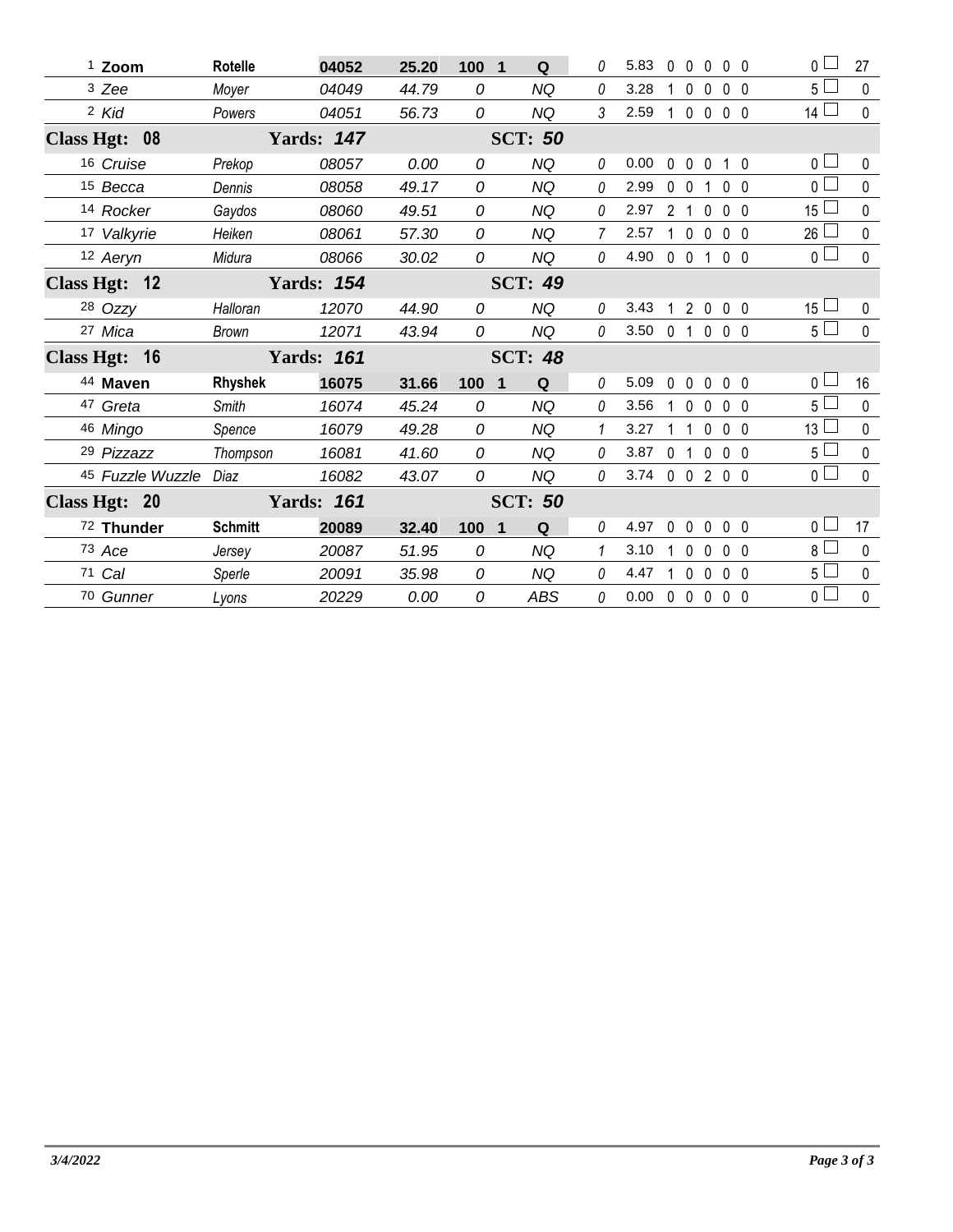| | | | | | | | | | | | | | | | | |
|---|---|---|---|---|---|---|---|---|---|---|---|---|---|---|---|---|
| 1 **Zoom** | **Rotelle** | **04052** | **25.20** | **100** | **1** | **Q** | 0 | 5.83 | 0 | 0 | 0 | 0 | 0 | 0 | ☐ | 27 |
| 3 *Zee* | *Moyer* | *04049* | *44.79* | *0* | | *NQ* | 0 | 3.28 | 1 | 0 | 0 | 0 | 0 | 5 | ☐ | 0 |
| 2 *Kid* | *Powers* | *04051* | *56.73* | *0* | | *NQ* | 3 | 2.59 | 1 | 0 | 0 | 0 | 0 | 14 | ☐ | 0 |
| **Class Hgt: 08** | | **Yards: 147** | | | | **SCT: 50** | | | | | | | | | | |
| 16 *Cruise* | *Prekop* | *08057* | *0.00* | *0* | | *NQ* | 0 | 0.00 | 0 | 0 | 0 | 1 | 0 | 0 | ☐ | 0 |
| 15 *Becca* | *Dennis* | *08058* | *49.17* | *0* | | *NQ* | 0 | 2.99 | 0 | 0 | 1 | 0 | 0 | 0 | ☐ | 0 |
| 14 *Rocker* | *Gaydos* | *08060* | *49.51* | *0* | | *NQ* | 0 | 2.97 | 2 | 1 | 0 | 0 | 0 | 15 | ☐ | 0 |
| 17 *Valkyrie* | *Heiken* | *08061* | *57.30* | *0* | | *NQ* | 7 | 2.57 | 1 | 0 | 0 | 0 | 0 | 26 | ☐ | 0 |
| 12 *Aeryn* | *Midura* | *08066* | *30.02* | *0* | | *NQ* | 0 | 4.90 | 0 | 0 | 1 | 0 | 0 | 0 | ☐ | 0 |
| **Class Hgt: 12** | | **Yards: 154** | | | | **SCT: 49** | | | | | | | | | | |
| 28 *Ozzy* | *Halloran* | *12070* | *44.90* | *0* | | *NQ* | 0 | 3.43 | 1 | 2 | 0 | 0 | 0 | 15 | ☐ | 0 |
| 27 *Mica* | *Brown* | *12071* | *43.94* | *0* | | *NQ* | 0 | 3.50 | 0 | 1 | 0 | 0 | 0 | 5 | ☐ | 0 |
| **Class Hgt: 16** | | **Yards: 161** | | | | **SCT: 48** | | | | | | | | | | |
| 44 **Maven** | **Rhyshek** | **16075** | **31.66** | **100** | **1** | **Q** | 0 | 5.09 | 0 | 0 | 0 | 0 | 0 | 0 | ☐ | 16 |
| 47 *Greta* | *Smith* | *16074* | *45.24* | *0* | | *NQ* | 0 | 3.56 | 1 | 0 | 0 | 0 | 0 | 5 | ☐ | 0 |
| 46 *Mingo* | *Spence* | *16079* | *49.28* | *0* | | *NQ* | 1 | 3.27 | 1 | 1 | 0 | 0 | 0 | 13 | ☐ | 0 |
| 29 *Pizzazz* | *Thompson* | *16081* | *41.60* | *0* | | *NQ* | 0 | 3.87 | 0 | 1 | 0 | 0 | 0 | 5 | ☐ | 0 |
| 45 *Fuzzle Wuzzle* | *Diaz* | *16082* | *43.07* | *0* | | *NQ* | 0 | 3.74 | 0 | 0 | 2 | 0 | 0 | 0 | ☐ | 0 |
| **Class Hgt: 20** | | **Yards: 161** | | | | **SCT: 50** | | | | | | | | | | |
| 72 **Thunder** | **Schmitt** | **20089** | **32.40** | **100** | **1** | **Q** | 0 | 4.97 | 0 | 0 | 0 | 0 | 0 | 0 | ☐ | 17 |
| 73 *Ace* | *Jersey* | *20087* | *51.95* | *0* | | *NQ* | 1 | 3.10 | 1 | 0 | 0 | 0 | 0 | 8 | ☐ | 0 |
| 71 *Cal* | *Sperle* | *20091* | *35.98* | *0* | | *NQ* | 0 | 4.47 | 1 | 0 | 0 | 0 | 0 | 5 | ☐ | 0 |
| 70 *Gunner* | *Lyons* | *20229* | *0.00* | *0* | | *ABS* | 0 | 0.00 | 0 | 0 | 0 | 0 | 0 | 0 | ☐ | 0 |

*3/4/2022*